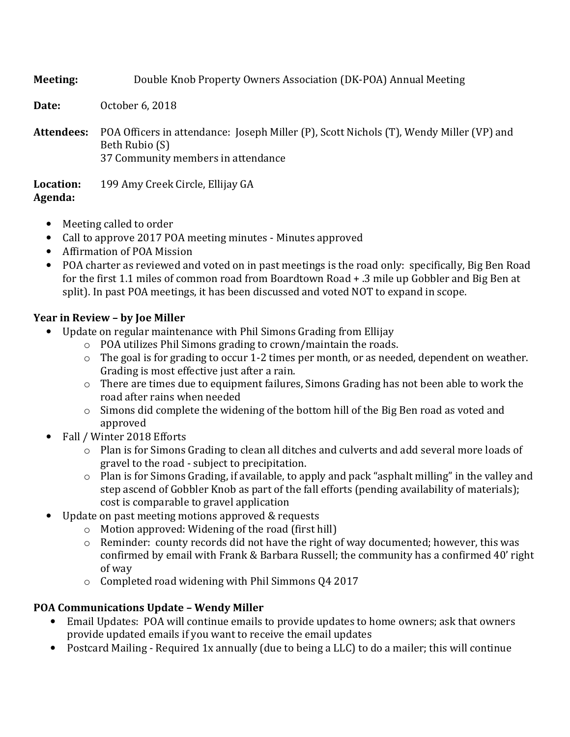**Meeting:** Double Knob Property Owners Association (DK-POA) Annual Meeting

**Date:** October 6, 2018

**Attendees:** POA Officers in attendance: Joseph Miller (P), Scott Nichols (T), Wendy Miller (VP) and Beth Rubio (S)
37 Community members in attendance

**Location:** 199 Amy Creek Circle, Ellijay GA

**Agenda:**

- Meeting called to order
- Call to approve 2017 POA meeting minutes - Minutes approved
- Affirmation of POA Mission
- POA charter as reviewed and voted on in past meetings is the road only: specifically, Big Ben Road for the first 1.1 miles of common road from Boardtown Road + .3 mile up Gobbler and Big Ben at split). In past POA meetings, it has been discussed and voted NOT to expand in scope.

## Year in Review – by Joe Miller

- Update on regular maintenance with Phil Simons Grading from Ellijay
  - POA utilizes Phil Simons grading to crown/maintain the roads.
  - The goal is for grading to occur 1-2 times per month, or as needed, dependent on weather. Grading is most effective just after a rain.
  - There are times due to equipment failures, Simons Grading has not been able to work the road after rains when needed
  - Simons did complete the widening of the bottom hill of the Big Ben road as voted and approved
- Fall / Winter 2018 Efforts
  - Plan is for Simons Grading to clean all ditches and culverts and add several more loads of gravel to the road - subject to precipitation.
  - Plan is for Simons Grading, if available, to apply and pack "asphalt milling" in the valley and step ascend of Gobbler Knob as part of the fall efforts (pending availability of materials); cost is comparable to gravel application
- Update on past meeting motions approved & requests
  - Motion approved: Widening of the road (first hill)
  - Reminder: county records did not have the right of way documented; however, this was confirmed by email with Frank & Barbara Russell; the community has a confirmed 40' right of way
  - Completed road widening with Phil Simmons Q4 2017

## POA Communications Update – Wendy Miller

- Email Updates: POA will continue emails to provide updates to home owners; ask that owners provide updated emails if you want to receive the email updates
- Postcard Mailing - Required 1x annually (due to being a LLC) to do a mailer; this will continue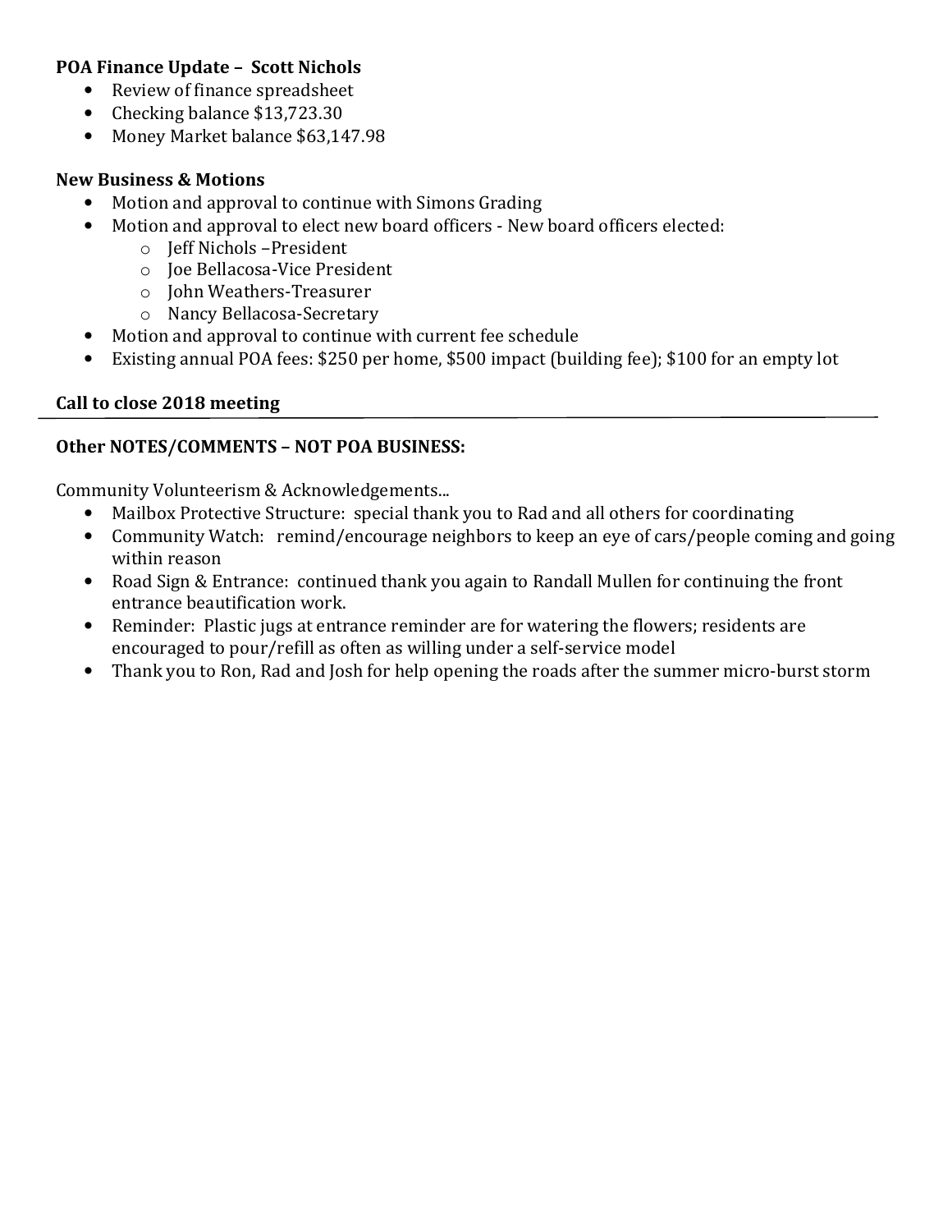**POA Finance Update – Scott Nichols**

- Review of finance spreadsheet
- Checking balance $13,723.30
- Money Market balance $63,147.98

**New Business & Motions**

- Motion and approval to continue with Simons Grading
- Motion and approval to elect new board officers - New board officers elected:
  - Jeff Nichols –President
  - Joe Bellacosa-Vice President
  - John Weathers-Treasurer
  - Nancy Bellacosa-Secretary
- Motion and approval to continue with current fee schedule
- Existing annual POA fees: $250 per home, $500 impact (building fee); $100 for an empty lot

**Call to close 2018 meeting**

---

**Other NOTES/COMMENTS – NOT POA BUSINESS:**

Community Volunteerism & Acknowledgements...

- Mailbox Protective Structure: special thank you to Rad and all others for coordinating
- Community Watch: remind/encourage neighbors to keep an eye of cars/people coming and going within reason
- Road Sign & Entrance: continued thank you again to Randall Mullen for continuing the front entrance beautification work.
- Reminder: Plastic jugs at entrance reminder are for watering the flowers; residents are encouraged to pour/refill as often as willing under a self-service model
- Thank you to Ron, Rad and Josh for help opening the roads after the summer micro-burst storm